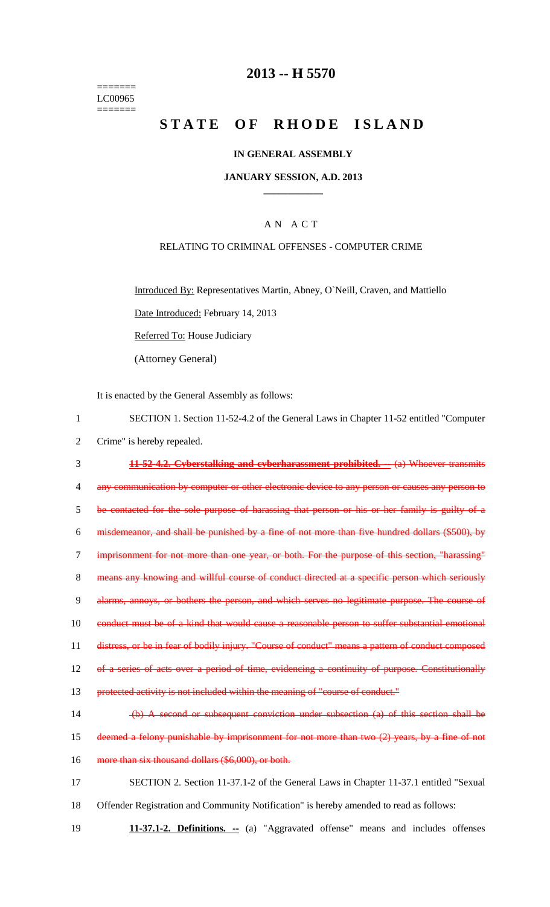=======
LC00965
=======

# 2013 -- H 5570

# STATE OF RHODE ISLAND

## IN GENERAL ASSEMBLY

### JANUARY SESSION, A.D. 2013

---

A N A C T

RELATING TO CRIMINAL OFFENSES - COMPUTER CRIME

Introduced By: Representatives Martin, Abney, O`Neill, Craven, and Mattiello

Date Introduced: February 14, 2013

Referred To: House Judiciary

(Attorney General)

It is enacted by the General Assembly as follows:

1 SECTION 1. Section 11-52-4.2 of the General Laws in Chapter 11-52 entitled "Computer
2 Crime" is hereby repealed.

3 ~~**11-52-4.2. Cyberstalking and cyberharassment prohibited. --** (a) Whoever transmits~~
4 ~~any communication by computer or other electronic device to any person or causes any person to~~
5 ~~be contacted for the sole purpose of harassing that person or his or her family is guilty of a~~
6 ~~misdemeanor, and shall be punished by a fine of not more than five hundred dollars ($500), by~~
7 ~~imprisonment for not more than one year, or both. For the purpose of this section, "harassing"~~
8 ~~means any knowing and willful course of conduct directed at a specific person which seriously~~
9 ~~alarms, annoys, or bothers the person, and which serves no legitimate purpose. The course of~~
10 ~~conduct must be of a kind that would cause a reasonable person to suffer substantial emotional~~
11 ~~distress, or be in fear of bodily injury. "Course of conduct" means a pattern of conduct composed~~
12 ~~of a series of acts over a period of time, evidencing a continuity of purpose. Constitutionally~~
13 ~~protected activity is not included within the meaning of "course of conduct."~~

14 ~~(b) A second or subsequent conviction under subsection (a) of this section shall be~~
15 ~~deemed a felony punishable by imprisonment for not more than two (2) years, by a fine of not~~
16 ~~more than six thousand dollars ($6,000), or both.~~

17 SECTION 2. Section 11-37.1-2 of the General Laws in Chapter 11-37.1 entitled "Sexual
18 Offender Registration and Community Notification" is hereby amended to read as follows:

19 **11-37.1-2. Definitions. --** (a) "Aggravated offense" means and includes offenses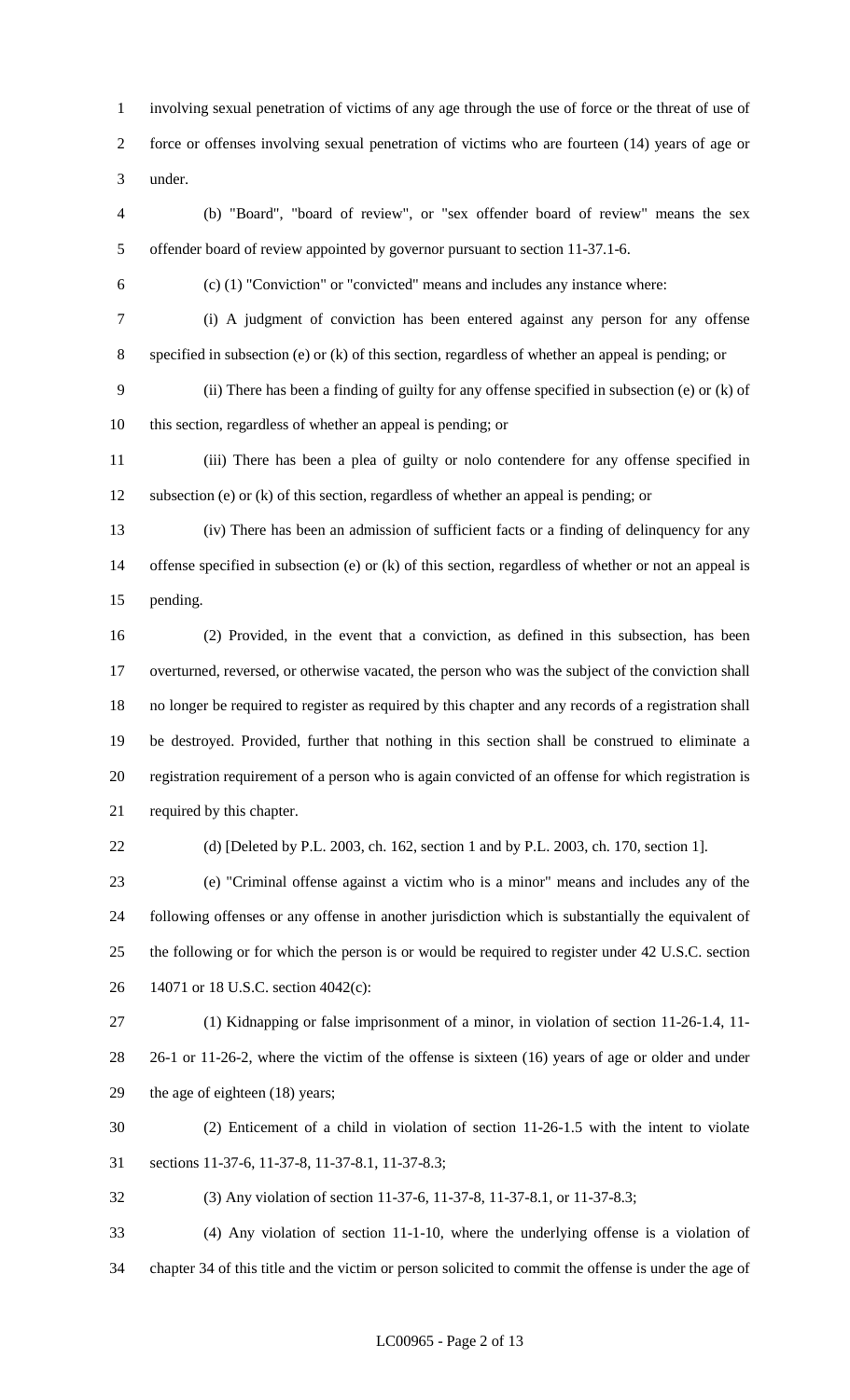involving sexual penetration of victims of any age through the use of force or the threat of use of force or offenses involving sexual penetration of victims who are fourteen (14) years of age or under.

(b) "Board", "board of review", or "sex offender board of review" means the sex offender board of review appointed by governor pursuant to section 11-37.1-6.

(c) (1) "Conviction" or "convicted" means and includes any instance where:

(i) A judgment of conviction has been entered against any person for any offense specified in subsection (e) or (k) of this section, regardless of whether an appeal is pending; or

(ii) There has been a finding of guilty for any offense specified in subsection (e) or (k) of this section, regardless of whether an appeal is pending; or

(iii) There has been a plea of guilty or nolo contendere for any offense specified in subsection (e) or (k) of this section, regardless of whether an appeal is pending; or

(iv) There has been an admission of sufficient facts or a finding of delinquency for any offense specified in subsection (e) or (k) of this section, regardless of whether or not an appeal is pending.

(2) Provided, in the event that a conviction, as defined in this subsection, has been overturned, reversed, or otherwise vacated, the person who was the subject of the conviction shall no longer be required to register as required by this chapter and any records of a registration shall be destroyed. Provided, further that nothing in this section shall be construed to eliminate a registration requirement of a person who is again convicted of an offense for which registration is required by this chapter.

(d) [Deleted by P.L. 2003, ch. 162, section 1 and by P.L. 2003, ch. 170, section 1].

(e) "Criminal offense against a victim who is a minor" means and includes any of the following offenses or any offense in another jurisdiction which is substantially the equivalent of the following or for which the person is or would be required to register under 42 U.S.C. section 14071 or 18 U.S.C. section 4042(c):

(1) Kidnapping or false imprisonment of a minor, in violation of section 11-26-1.4, 11-26-1 or 11-26-2, where the victim of the offense is sixteen (16) years of age or older and under the age of eighteen (18) years;

(2) Enticement of a child in violation of section 11-26-1.5 with the intent to violate sections 11-37-6, 11-37-8, 11-37-8.1, 11-37-8.3;

(3) Any violation of section 11-37-6, 11-37-8, 11-37-8.1, or 11-37-8.3;

(4) Any violation of section 11-1-10, where the underlying offense is a violation of chapter 34 of this title and the victim or person solicited to commit the offense is under the age of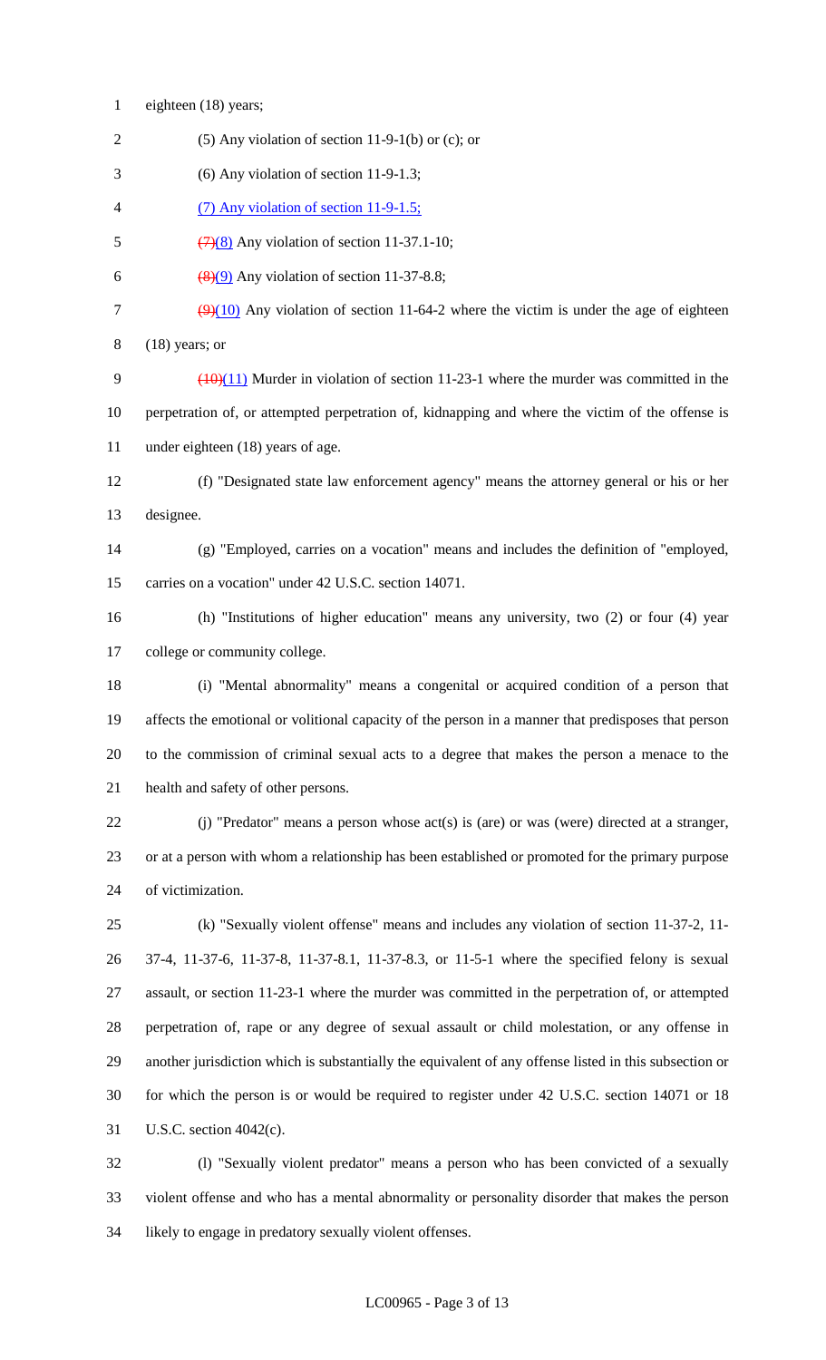eighteen (18) years;

(5) Any violation of section 11-9-1(b) or (c); or

(6) Any violation of section 11-9-1.3;

(7) Any violation of section 11-9-1.5;

~~(7)~~(8) Any violation of section 11-37.1-10;

~~(8)~~(9) Any violation of section 11-37-8.8;

~~(9)~~(10) Any violation of section 11-64-2 where the victim is under the age of eighteen (18) years; or

~~(10)~~(11) Murder in violation of section 11-23-1 where the murder was committed in the perpetration of, or attempted perpetration of, kidnapping and where the victim of the offense is under eighteen (18) years of age.

(f) "Designated state law enforcement agency" means the attorney general or his or her designee.

(g) "Employed, carries on a vocation" means and includes the definition of "employed, carries on a vocation" under 42 U.S.C. section 14071.

(h) "Institutions of higher education" means any university, two (2) or four (4) year college or community college.

(i) "Mental abnormality" means a congenital or acquired condition of a person that affects the emotional or volitional capacity of the person in a manner that predisposes that person to the commission of criminal sexual acts to a degree that makes the person a menace to the health and safety of other persons.

(j) "Predator" means a person whose act(s) is (are) or was (were) directed at a stranger, or at a person with whom a relationship has been established or promoted for the primary purpose of victimization.

(k) "Sexually violent offense" means and includes any violation of section 11-37-2, 11-37-4, 11-37-6, 11-37-8, 11-37-8.1, 11-37-8.3, or 11-5-1 where the specified felony is sexual assault, or section 11-23-1 where the murder was committed in the perpetration of, or attempted perpetration of, rape or any degree of sexual assault or child molestation, or any offense in another jurisdiction which is substantially the equivalent of any offense listed in this subsection or for which the person is or would be required to register under 42 U.S.C. section 14071 or 18 U.S.C. section 4042(c).

(l) "Sexually violent predator" means a person who has been convicted of a sexually violent offense and who has a mental abnormality or personality disorder that makes the person likely to engage in predatory sexually violent offenses.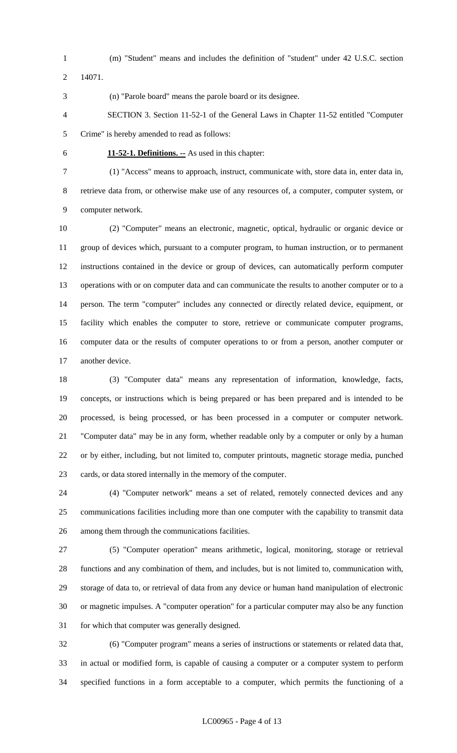(m) "Student" means and includes the definition of "student" under 42 U.S.C. section 14071.

(n) "Parole board" means the parole board or its designee.

SECTION 3. Section 11-52-1 of the General Laws in Chapter 11-52 entitled "Computer Crime" is hereby amended to read as follows:

**11-52-1. Definitions. --** As used in this chapter:

(1) "Access" means to approach, instruct, communicate with, store data in, enter data in, retrieve data from, or otherwise make use of any resources of, a computer, computer system, or computer network.

(2) "Computer" means an electronic, magnetic, optical, hydraulic or organic device or group of devices which, pursuant to a computer program, to human instruction, or to permanent instructions contained in the device or group of devices, can automatically perform computer operations with or on computer data and can communicate the results to another computer or to a person. The term "computer" includes any connected or directly related device, equipment, or facility which enables the computer to store, retrieve or communicate computer programs, computer data or the results of computer operations to or from a person, another computer or another device.

(3) "Computer data" means any representation of information, knowledge, facts, concepts, or instructions which is being prepared or has been prepared and is intended to be processed, is being processed, or has been processed in a computer or computer network. "Computer data" may be in any form, whether readable only by a computer or only by a human or by either, including, but not limited to, computer printouts, magnetic storage media, punched cards, or data stored internally in the memory of the computer.

(4) "Computer network" means a set of related, remotely connected devices and any communications facilities including more than one computer with the capability to transmit data among them through the communications facilities.

(5) "Computer operation" means arithmetic, logical, monitoring, storage or retrieval functions and any combination of them, and includes, but is not limited to, communication with, storage of data to, or retrieval of data from any device or human hand manipulation of electronic or magnetic impulses. A "computer operation" for a particular computer may also be any function for which that computer was generally designed.

(6) "Computer program" means a series of instructions or statements or related data that, in actual or modified form, is capable of causing a computer or a computer system to perform specified functions in a form acceptable to a computer, which permits the functioning of a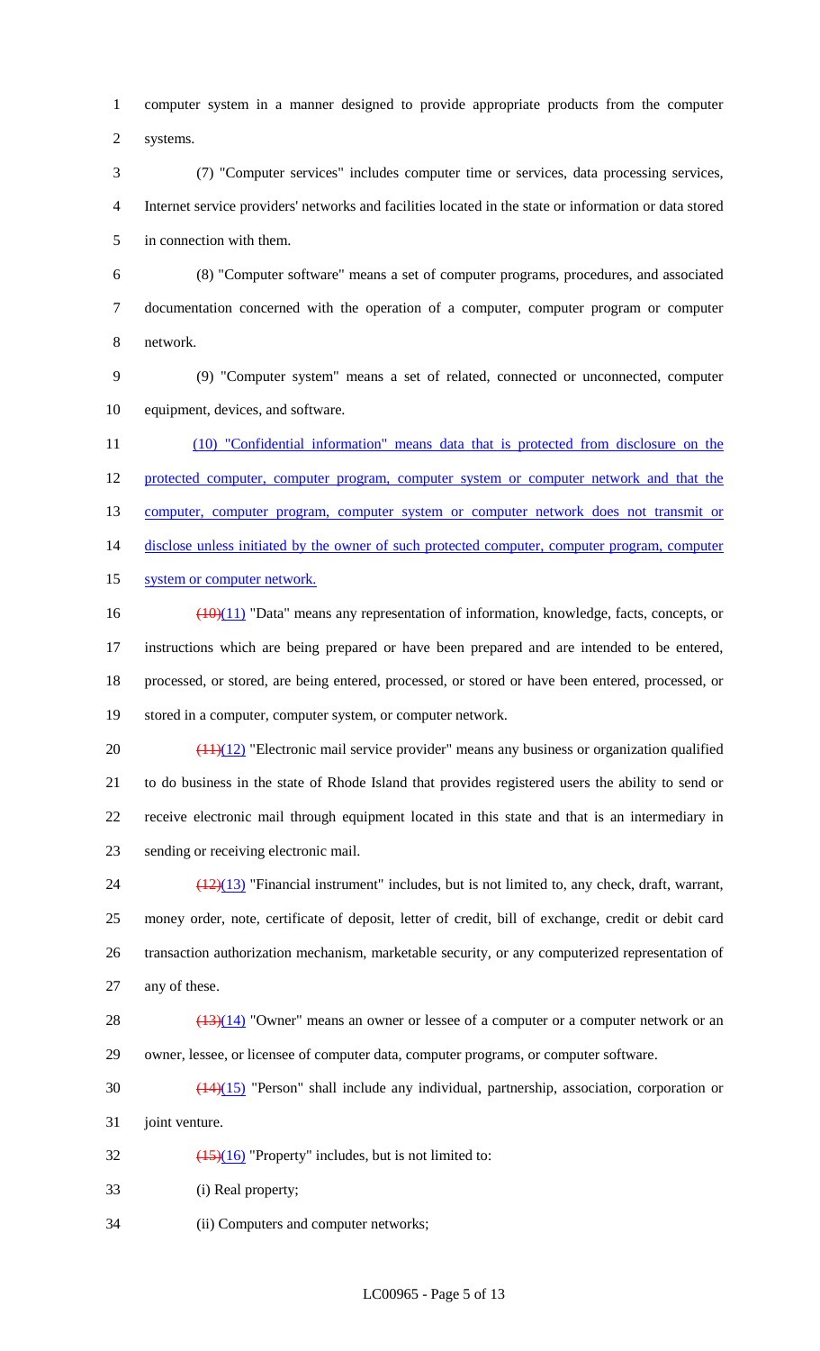computer system in a manner designed to provide appropriate products from the computer systems.

(7) "Computer services" includes computer time or services, data processing services, Internet service providers' networks and facilities located in the state or information or data stored in connection with them.

(8) "Computer software" means a set of computer programs, procedures, and associated documentation concerned with the operation of a computer, computer program or computer network.

(9) "Computer system" means a set of related, connected or unconnected, computer equipment, devices, and software.

(10) "Confidential information" means data that is protected from disclosure on the protected computer, computer program, computer system or computer network and that the computer, computer program, computer system or computer network does not transmit or disclose unless initiated by the owner of such protected computer, computer program, computer system or computer network.

~~(10)~~(11) "Data" means any representation of information, knowledge, facts, concepts, or instructions which are being prepared or have been prepared and are intended to be entered, processed, or stored, are being entered, processed, or stored or have been entered, processed, or stored in a computer, computer system, or computer network.

~~(11)~~(12) "Electronic mail service provider" means any business or organization qualified to do business in the state of Rhode Island that provides registered users the ability to send or receive electronic mail through equipment located in this state and that is an intermediary in sending or receiving electronic mail.

~~(12)~~(13) "Financial instrument" includes, but is not limited to, any check, draft, warrant, money order, note, certificate of deposit, letter of credit, bill of exchange, credit or debit card transaction authorization mechanism, marketable security, or any computerized representation of any of these.

~~(13)~~(14) "Owner" means an owner or lessee of a computer or a computer network or an owner, lessee, or licensee of computer data, computer programs, or computer software.

~~(14)~~(15) "Person" shall include any individual, partnership, association, corporation or joint venture.

~~(15)~~(16) "Property" includes, but is not limited to:

(i) Real property;

(ii) Computers and computer networks;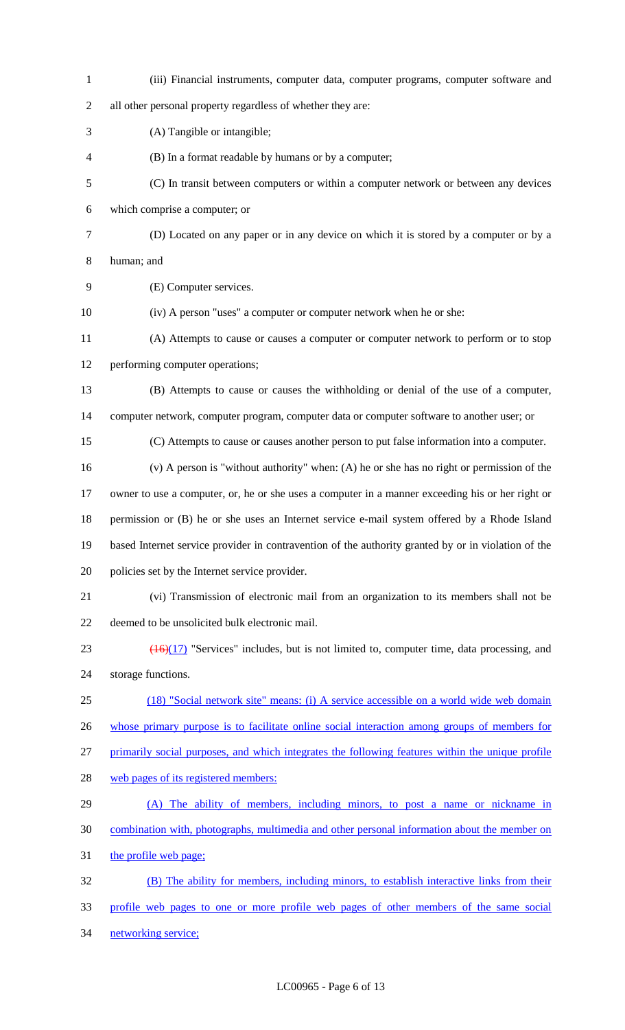(iii) Financial instruments, computer data, computer programs, computer software and all other personal property regardless of whether they are:

(A) Tangible or intangible;

(B) In a format readable by humans or by a computer;

(C) In transit between computers or within a computer network or between any devices which comprise a computer; or

(D) Located on any paper or in any device on which it is stored by a computer or by a human; and

(E) Computer services.

(iv) A person "uses" a computer or computer network when he or she:

(A) Attempts to cause or causes a computer or computer network to perform or to stop performing computer operations;

(B) Attempts to cause or causes the withholding or denial of the use of a computer, computer network, computer program, computer data or computer software to another user; or

(C) Attempts to cause or causes another person to put false information into a computer.

(v) A person is "without authority" when: (A) he or she has no right or permission of the owner to use a computer, or, he or she uses a computer in a manner exceeding his or her right or permission or (B) he or she uses an Internet service e-mail system offered by a Rhode Island based Internet service provider in contravention of the authority granted by or in violation of the policies set by the Internet service provider.

(vi) Transmission of electronic mail from an organization to its members shall not be deemed to be unsolicited bulk electronic mail.

~~(16)~~(17) "Services" includes, but is not limited to, computer time, data processing, and storage functions.

(18) "Social network site" means: (i) A service accessible on a world wide web domain whose primary purpose is to facilitate online social interaction among groups of members for primarily social purposes, and which integrates the following features within the unique profile web pages of its registered members:

(A) The ability of members, including minors, to post a name or nickname in combination with, photographs, multimedia and other personal information about the member on the profile web page;

(B) The ability for members, including minors, to establish interactive links from their profile web pages to one or more profile web pages of other members of the same social networking service;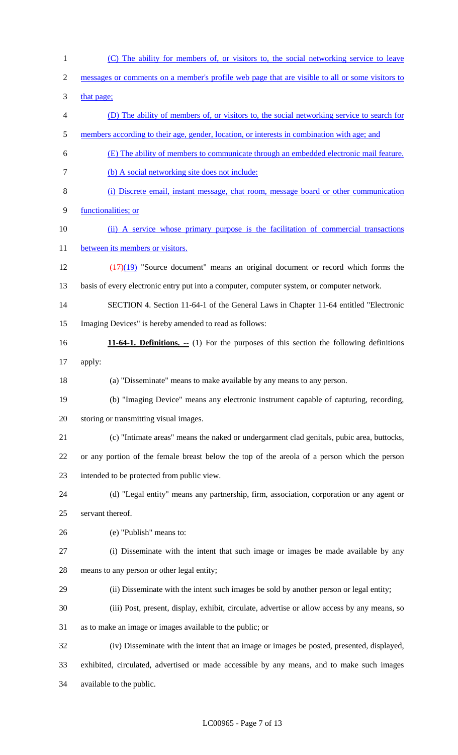(C) The ability for members of, or visitors to, the social networking service to leave messages or comments on a member's profile web page that are visible to all or some visitors to that page;

(D) The ability of members of, or visitors to, the social networking service to search for members according to their age, gender, location, or interests in combination with age; and

(E) The ability of members to communicate through an embedded electronic mail feature.

(b) A social networking site does not include:

(i) Discrete email, instant message, chat room, message board or other communication functionalities; or

(ii) A service whose primary purpose is the facilitation of commercial transactions between its members or visitors.

~~(17)~~(19) "Source document" means an original document or record which forms the basis of every electronic entry put into a computer, computer system, or computer network.

SECTION 4. Section 11-64-1 of the General Laws in Chapter 11-64 entitled "Electronic Imaging Devices" is hereby amended to read as follows:

**11-64-1. Definitions. --** (1) For the purposes of this section the following definitions apply:

(a) "Disseminate" means to make available by any means to any person.

(b) "Imaging Device" means any electronic instrument capable of capturing, recording, storing or transmitting visual images.

(c) "Intimate areas" means the naked or undergarment clad genitals, pubic area, buttocks, or any portion of the female breast below the top of the areola of a person which the person intended to be protected from public view.

(d) "Legal entity" means any partnership, firm, association, corporation or any agent or servant thereof.

(e) "Publish" means to:

(i) Disseminate with the intent that such image or images be made available by any means to any person or other legal entity;

(ii) Disseminate with the intent such images be sold by another person or legal entity;

(iii) Post, present, display, exhibit, circulate, advertise or allow access by any means, so as to make an image or images available to the public; or

(iv) Disseminate with the intent that an image or images be posted, presented, displayed, exhibited, circulated, advertised or made accessible by any means, and to make such images available to the public.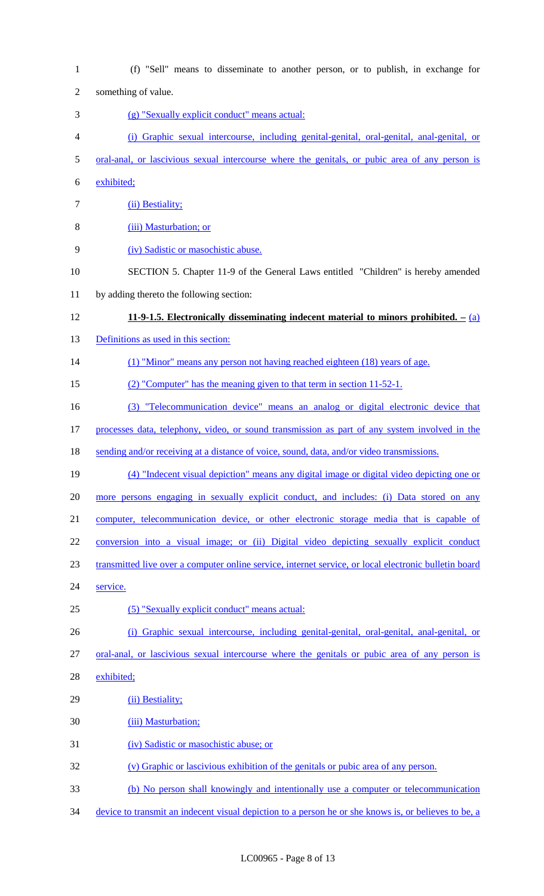(f) "Sell" means to disseminate to another person, or to publish, in exchange for something of value.

(g) "Sexually explicit conduct" means actual:

(i) Graphic sexual intercourse, including genital-genital, oral-genital, anal-genital, or oral-anal, or lascivious sexual intercourse where the genitals, or pubic area of any person is exhibited;

(ii) Bestiality;

(iii) Masturbation; or

(iv) Sadistic or masochistic abuse.

SECTION 5. Chapter 11-9 of the General Laws entitled "Children" is hereby amended by adding thereto the following section:

**11-9-1.5. Electronically disseminating indecent material to minors prohibited. –** (a) Definitions as used in this section:

(1) "Minor" means any person not having reached eighteen (18) years of age.

(2) "Computer" has the meaning given to that term in section 11-52-1.

(3) "Telecommunication device" means an analog or digital electronic device that processes data, telephony, video, or sound transmission as part of any system involved in the sending and/or receiving at a distance of voice, sound, data, and/or video transmissions.

(4) "Indecent visual depiction" means any digital image or digital video depicting one or more persons engaging in sexually explicit conduct, and includes: (i) Data stored on any computer, telecommunication device, or other electronic storage media that is capable of conversion into a visual image; or (ii) Digital video depicting sexually explicit conduct transmitted live over a computer online service, internet service, or local electronic bulletin board service.

(5) "Sexually explicit conduct" means actual:

(i) Graphic sexual intercourse, including genital-genital, oral-genital, anal-genital, or oral-anal, or lascivious sexual intercourse where the genitals or pubic area of any person is exhibited;

(ii) Bestiality;

(iii) Masturbation;

(iv) Sadistic or masochistic abuse; or

(v) Graphic or lascivious exhibition of the genitals or pubic area of any person.

(b) No person shall knowingly and intentionally use a computer or telecommunication device to transmit an indecent visual depiction to a person he or she knows is, or believes to be, a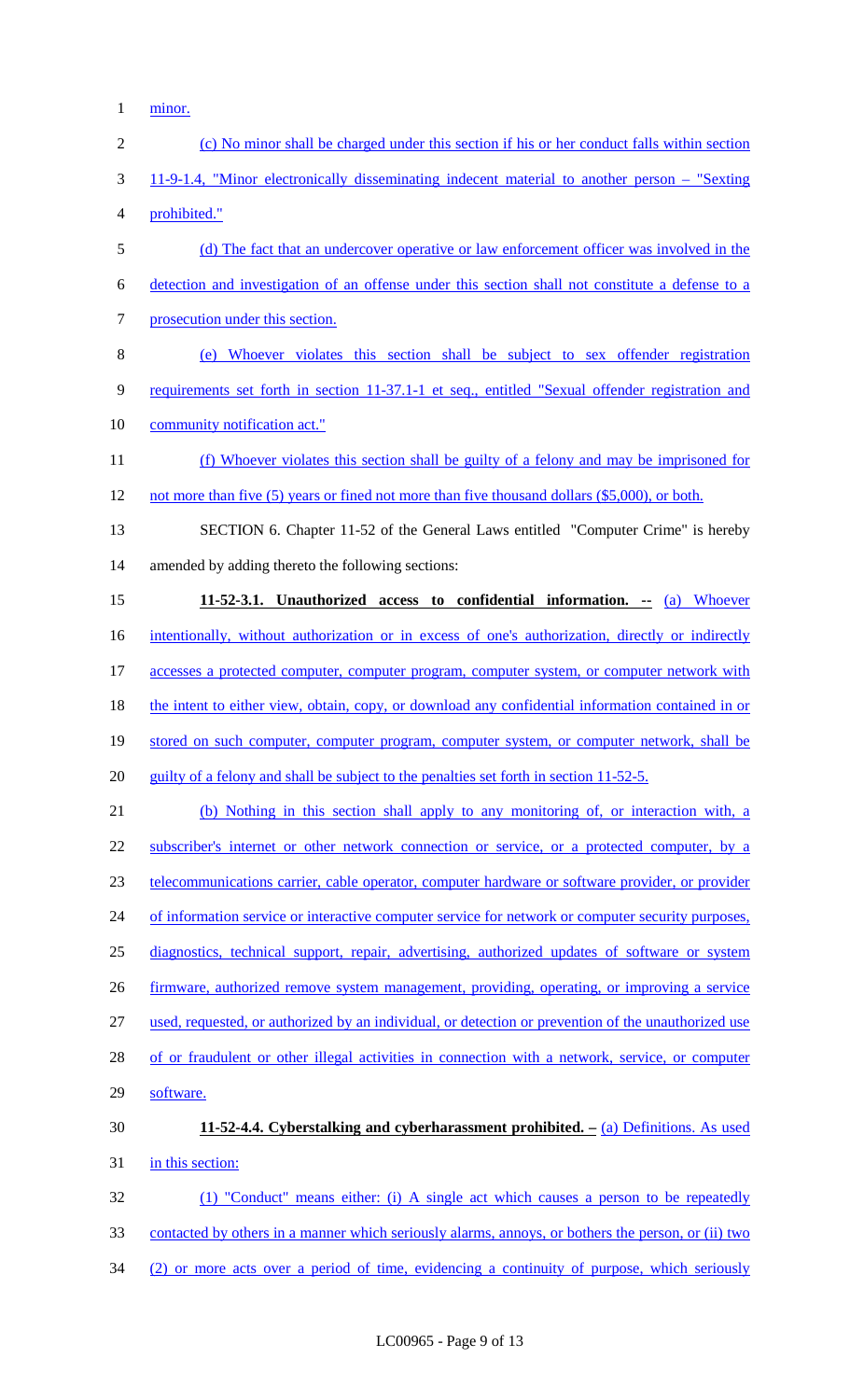minor.

(c) No minor shall be charged under this section if his or her conduct falls within section 11-9-1.4, "Minor electronically disseminating indecent material to another person – "Sexting prohibited."

(d) The fact that an undercover operative or law enforcement officer was involved in the detection and investigation of an offense under this section shall not constitute a defense to a prosecution under this section.

(e) Whoever violates this section shall be subject to sex offender registration requirements set forth in section 11-37.1-1 et seq., entitled "Sexual offender registration and community notification act."

(f) Whoever violates this section shall be guilty of a felony and may be imprisoned for not more than five (5) years or fined not more than five thousand dollars ($5,000), or both.

SECTION 6. Chapter 11-52 of the General Laws entitled "Computer Crime" is hereby amended by adding thereto the following sections:

**11-52-3.1. Unauthorized access to confidential information. --** (a) Whoever intentionally, without authorization or in excess of one's authorization, directly or indirectly accesses a protected computer, computer program, computer system, or computer network with the intent to either view, obtain, copy, or download any confidential information contained in or stored on such computer, computer program, computer system, or computer network, shall be guilty of a felony and shall be subject to the penalties set forth in section 11-52-5.

(b) Nothing in this section shall apply to any monitoring of, or interaction with, a subscriber's internet or other network connection or service, or a protected computer, by a telecommunications carrier, cable operator, computer hardware or software provider, or provider of information service or interactive computer service for network or computer security purposes, diagnostics, technical support, repair, advertising, authorized updates of software or system firmware, authorized remove system management, providing, operating, or improving a service used, requested, or authorized by an individual, or detection or prevention of the unauthorized use of or fraudulent or other illegal activities in connection with a network, service, or computer software.

**11-52-4.4. Cyberstalking and cyberharassment prohibited. –** (a) Definitions. As used in this section:

(1) "Conduct" means either: (i) A single act which causes a person to be repeatedly contacted by others in a manner which seriously alarms, annoys, or bothers the person, or (ii) two (2) or more acts over a period of time, evidencing a continuity of purpose, which seriously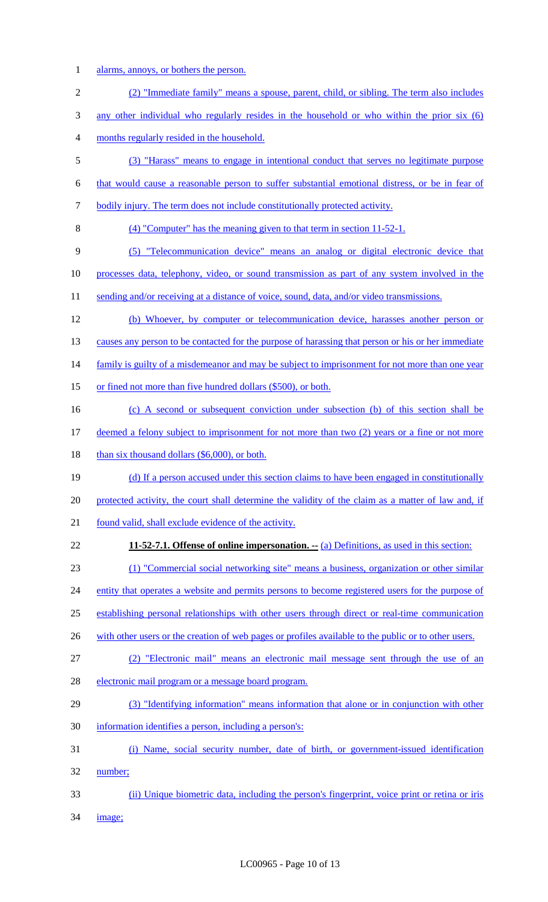alarms, annoys, or bothers the person.

(2) "Immediate family" means a spouse, parent, child, or sibling. The term also includes any other individual who regularly resides in the household or who within the prior six (6) months regularly resided in the household.

(3) "Harass" means to engage in intentional conduct that serves no legitimate purpose that would cause a reasonable person to suffer substantial emotional distress, or be in fear of bodily injury. The term does not include constitutionally protected activity.

(4) "Computer" has the meaning given to that term in section 11-52-1.

(5) "Telecommunication device" means an analog or digital electronic device that processes data, telephony, video, or sound transmission as part of any system involved in the sending and/or receiving at a distance of voice, sound, data, and/or video transmissions.

(b) Whoever, by computer or telecommunication device, harasses another person or causes any person to be contacted for the purpose of harassing that person or his or her immediate family is guilty of a misdemeanor and may be subject to imprisonment for not more than one year or fined not more than five hundred dollars ($500), or both.

(c) A second or subsequent conviction under subsection (b) of this section shall be deemed a felony subject to imprisonment for not more than two (2) years or a fine or not more than six thousand dollars ($6,000), or both.

(d) If a person accused under this section claims to have been engaged in constitutionally protected activity, the court shall determine the validity of the claim as a matter of law and, if found valid, shall exclude evidence of the activity.

**11-52-7.1. Offense of online impersonation. --** (a) Definitions, as used in this section:

(1) "Commercial social networking site" means a business, organization or other similar entity that operates a website and permits persons to become registered users for the purpose of establishing personal relationships with other users through direct or real-time communication with other users or the creation of web pages or profiles available to the public or to other users.

(2) "Electronic mail" means an electronic mail message sent through the use of an electronic mail program or a message board program.

(3) "Identifying information" means information that alone or in conjunction with other information identifies a person, including a person's:

(i) Name, social security number, date of birth, or government-issued identification number;

(ii) Unique biometric data, including the person's fingerprint, voice print or retina or iris image;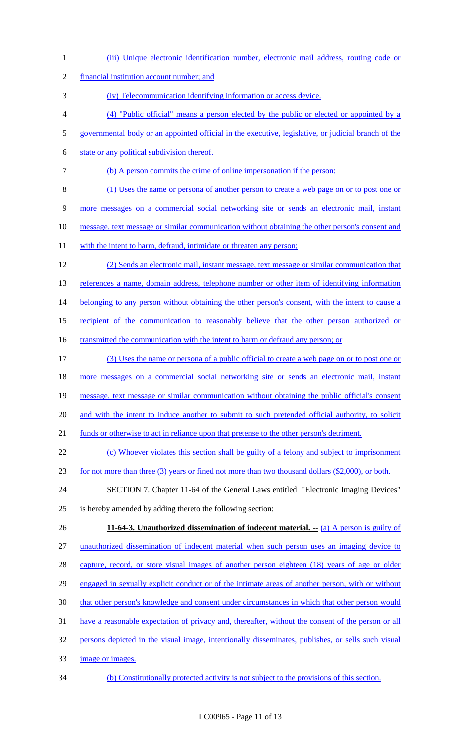(iii) Unique electronic identification number, electronic mail address, routing code or financial institution account number; and

(iv) Telecommunication identifying information or access device.

(4) "Public official" means a person elected by the public or elected or appointed by a governmental body or an appointed official in the executive, legislative, or judicial branch of the state or any political subdivision thereof.

(b) A person commits the crime of online impersonation if the person:

(1) Uses the name or persona of another person to create a web page on or to post one or more messages on a commercial social networking site or sends an electronic mail, instant message, text message or similar communication without obtaining the other person's consent and with the intent to harm, defraud, intimidate or threaten any person;

(2) Sends an electronic mail, instant message, text message or similar communication that references a name, domain address, telephone number or other item of identifying information belonging to any person without obtaining the other person's consent, with the intent to cause a recipient of the communication to reasonably believe that the other person authorized or transmitted the communication with the intent to harm or defraud any person; or

(3) Uses the name or persona of a public official to create a web page on or to post one or more messages on a commercial social networking site or sends an electronic mail, instant message, text message or similar communication without obtaining the public official's consent and with the intent to induce another to submit to such pretended official authority, to solicit funds or otherwise to act in reliance upon that pretense to the other person's detriment.

(c) Whoever violates this section shall be guilty of a felony and subject to imprisonment for not more than three (3) years or fined not more than two thousand dollars ($2,000), or both.

SECTION 7. Chapter 11-64 of the General Laws entitled "Electronic Imaging Devices" is hereby amended by adding thereto the following section:

**11-64-3. Unauthorized dissemination of indecent material. --** (a) A person is guilty of unauthorized dissemination of indecent material when such person uses an imaging device to capture, record, or store visual images of another person eighteen (18) years of age or older engaged in sexually explicit conduct or of the intimate areas of another person, with or without that other person's knowledge and consent under circumstances in which that other person would have a reasonable expectation of privacy and, thereafter, without the consent of the person or all persons depicted in the visual image, intentionally disseminates, publishes, or sells such visual image or images.

(b) Constitutionally protected activity is not subject to the provisions of this section.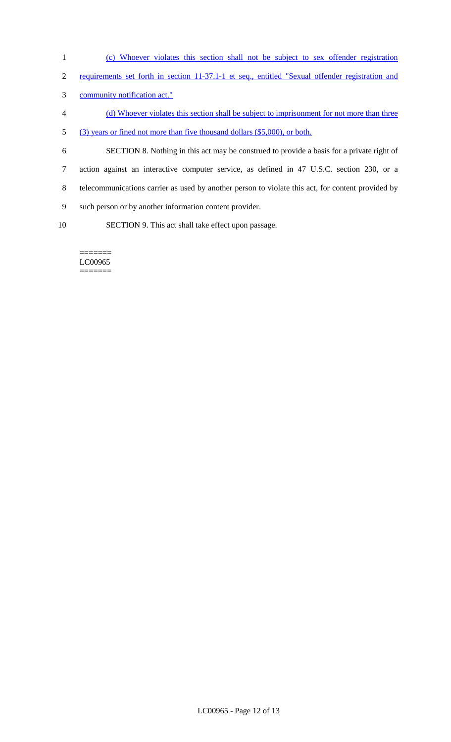(c) Whoever violates this section shall not be subject to sex offender registration requirements set forth in section 11-37.1-1 et seq., entitled "Sexual offender registration and community notification act."

(d) Whoever violates this section shall be subject to imprisonment for not more than three (3) years or fined not more than five thousand dollars ($5,000), or both.

SECTION 8. Nothing in this act may be construed to provide a basis for a private right of action against an interactive computer service, as defined in 47 U.S.C. section 230, or a telecommunications carrier as used by another person to violate this act, for content provided by such person or by another information content provider.

SECTION 9. This act shall take effect upon passage.

=======
LC00965
=======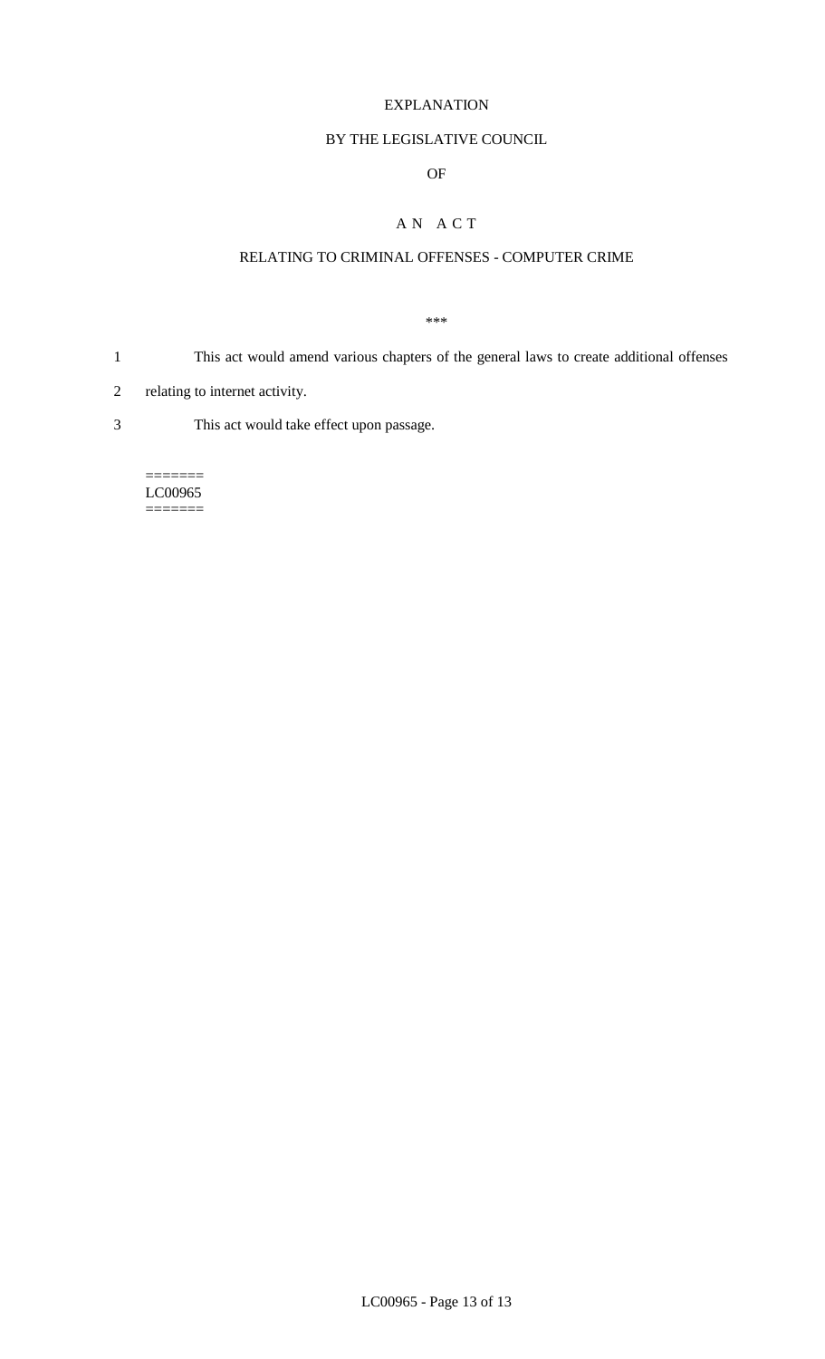EXPLANATION

BY THE LEGISLATIVE COUNCIL

OF

A N A C T

RELATING TO CRIMINAL OFFENSES - COMPUTER CRIME

\*\*\*

1 This act would amend various chapters of the general laws to create additional offenses

2 relating to internet activity.

3 This act would take effect upon passage.

=======
LC00965
=======